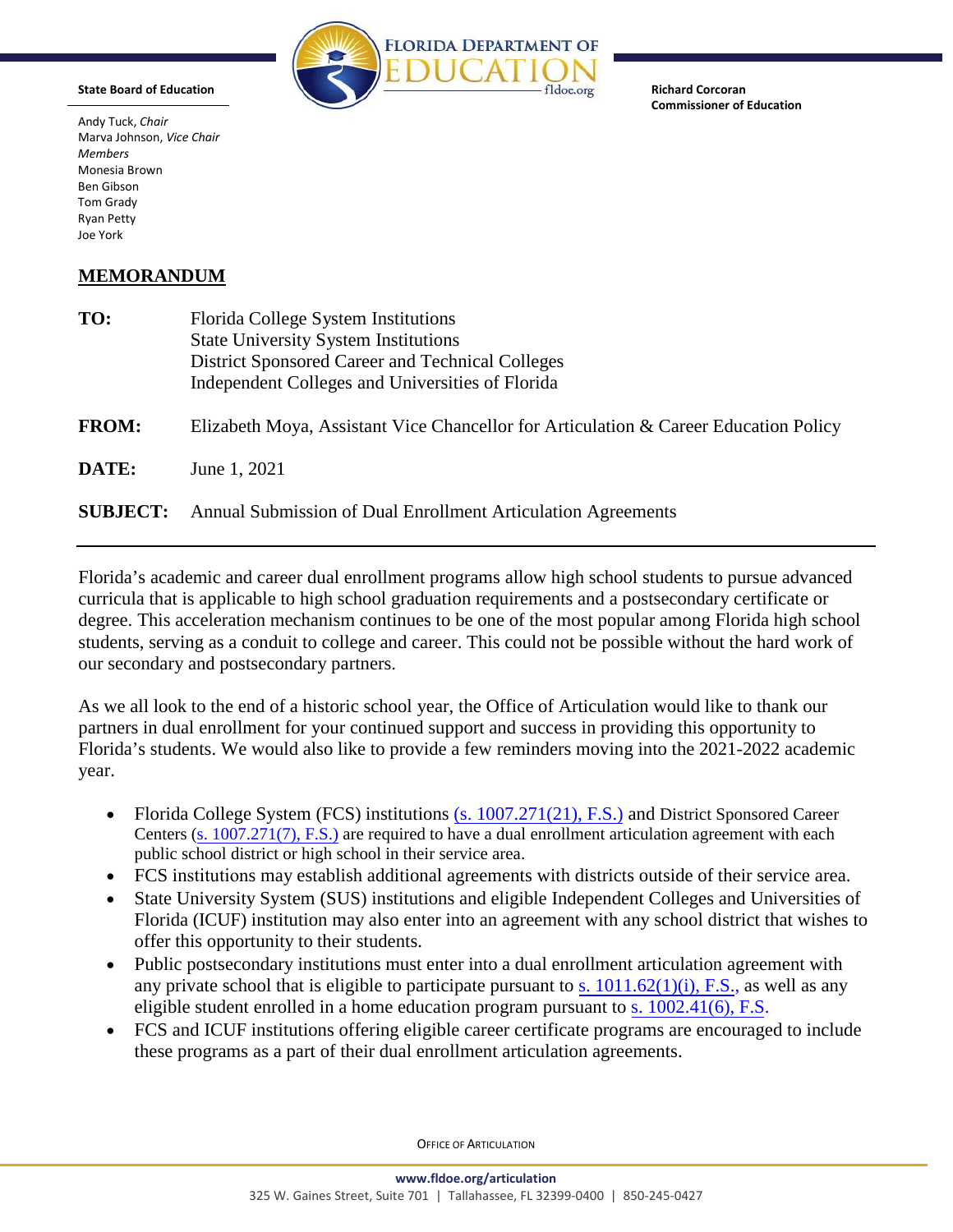FLORIDA DEPARTMENT OF EDUCATION

fldoe.org

**State Board of Education**

Andy Tuck, *Chair*
Marva Johnson, *Vice Chair*
*Members*
Monesia Brown
Ben Gibson
Tom Grady
Ryan Petty
Joe York

**Richard Corcoran**
**Commissioner of Education**

## MEMORANDUM

**TO:** Florida College System Institutions
State University System Institutions
District Sponsored Career and Technical Colleges
Independent Colleges and Universities of Florida

**FROM:** Elizabeth Moya, Assistant Vice Chancellor for Articulation & Career Education Policy

**DATE:** June 1, 2021

**SUBJECT:** Annual Submission of Dual Enrollment Articulation Agreements

---

Florida's academic and career dual enrollment programs allow high school students to pursue advanced curricula that is applicable to high school graduation requirements and a postsecondary certificate or degree. This acceleration mechanism continues to be one of the most popular among Florida high school students, serving as a conduit to college and career. This could not be possible without the hard work of our secondary and postsecondary partners.

As we all look to the end of a historic school year, the Office of Articulation would like to thank our partners in dual enrollment for your continued support and success in providing this opportunity to Florida's students. We would also like to provide a few reminders moving into the 2021-2022 academic year.

- Florida College System (FCS) institutions (s. 1007.271(21), F.S.) and District Sponsored Career Centers (s. 1007.271(7), F.S.) are required to have a dual enrollment articulation agreement with each public school district or high school in their service area.
- FCS institutions may establish additional agreements with districts outside of their service area.
- State University System (SUS) institutions and eligible Independent Colleges and Universities of Florida (ICUF) institution may also enter into an agreement with any school district that wishes to offer this opportunity to their students.
- Public postsecondary institutions must enter into a dual enrollment articulation agreement with any private school that is eligible to participate pursuant to s. 1011.62(1)(i), F.S., as well as any eligible student enrolled in a home education program pursuant to s. 1002.41(6), F.S.
- FCS and ICUF institutions offering eligible career certificate programs are encouraged to include these programs as a part of their dual enrollment articulation agreements.

OFFICE OF ARTICULATION

**www.fldoe.org/articulation**
325 W. Gaines Street, Suite 701 | Tallahassee, FL 32399-0400 | 850-245-0427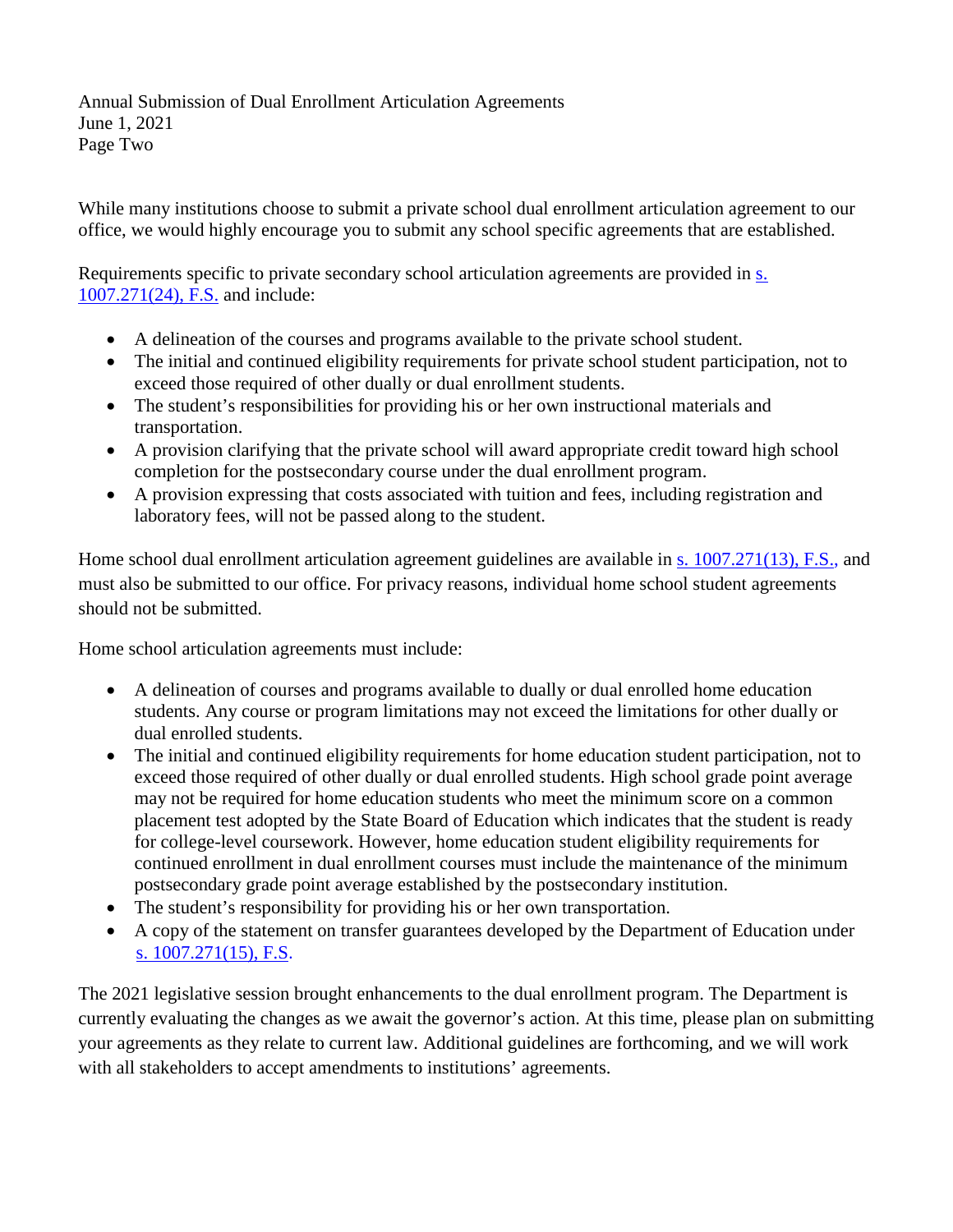While many institutions choose to submit a private school dual enrollment articulation agreement to our office, we would highly encourage you to submit any school specific agreements that are established.

Requirements specific to private secondary school articulation agreements are provided in [s. 1007.271(24), F.S.]() and include:

- A delineation of the courses and programs available to the private school student.
- The initial and continued eligibility requirements for private school student participation, not to exceed those required of other dually or dual enrollment students.
- The student's responsibilities for providing his or her own instructional materials and transportation.
- A provision clarifying that the private school will award appropriate credit toward high school completion for the postsecondary course under the dual enrollment program.
- A provision expressing that costs associated with tuition and fees, including registration and laboratory fees, will not be passed along to the student.

Home school dual enrollment articulation agreement guidelines are available in [s. 1007.271(13), F.S.,]() and must also be submitted to our office. For privacy reasons, individual home school student agreements should not be submitted.

Home school articulation agreements must include:

- A delineation of courses and programs available to dually or dual enrolled home education students. Any course or program limitations may not exceed the limitations for other dually or dual enrolled students.
- The initial and continued eligibility requirements for home education student participation, not to exceed those required of other dually or dual enrolled students. High school grade point average may not be required for home education students who meet the minimum score on a common placement test adopted by the State Board of Education which indicates that the student is ready for college-level coursework. However, home education student eligibility requirements for continued enrollment in dual enrollment courses must include the maintenance of the minimum postsecondary grade point average established by the postsecondary institution.
- The student's responsibility for providing his or her own transportation.
- A copy of the statement on transfer guarantees developed by the Department of Education under [s. 1007.271(15), F.S]().

The 2021 legislative session brought enhancements to the dual enrollment program. The Department is currently evaluating the changes as we await the governor's action. At this time, please plan on submitting your agreements as they relate to current law. Additional guidelines are forthcoming, and we will work with all stakeholders to accept amendments to institutions' agreements.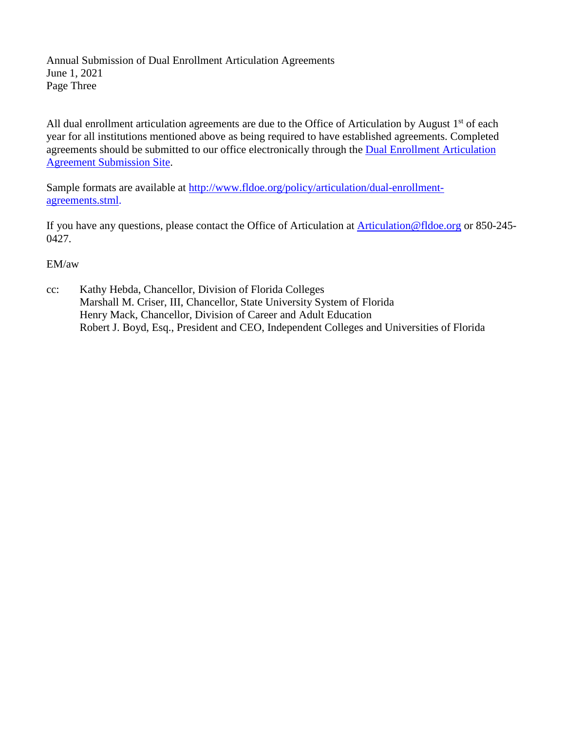All dual enrollment articulation agreements are due to the Office of Articulation by August 1st of each year for all institutions mentioned above as being required to have established agreements. Completed agreements should be submitted to our office electronically through the Dual Enrollment Articulation Agreement Submission Site.

Sample formats are available at http://www.fldoe.org/policy/articulation/dual-enrollment-agreements.stml.

If you have any questions, please contact the Office of Articulation at Articulation@fldoe.org or 850-245-0427.

EM/aw

cc: Kathy Hebda, Chancellor, Division of Florida Colleges
Marshall M. Criser, III, Chancellor, State University System of Florida
Henry Mack, Chancellor, Division of Career and Adult Education
Robert J. Boyd, Esq., President and CEO, Independent Colleges and Universities of Florida